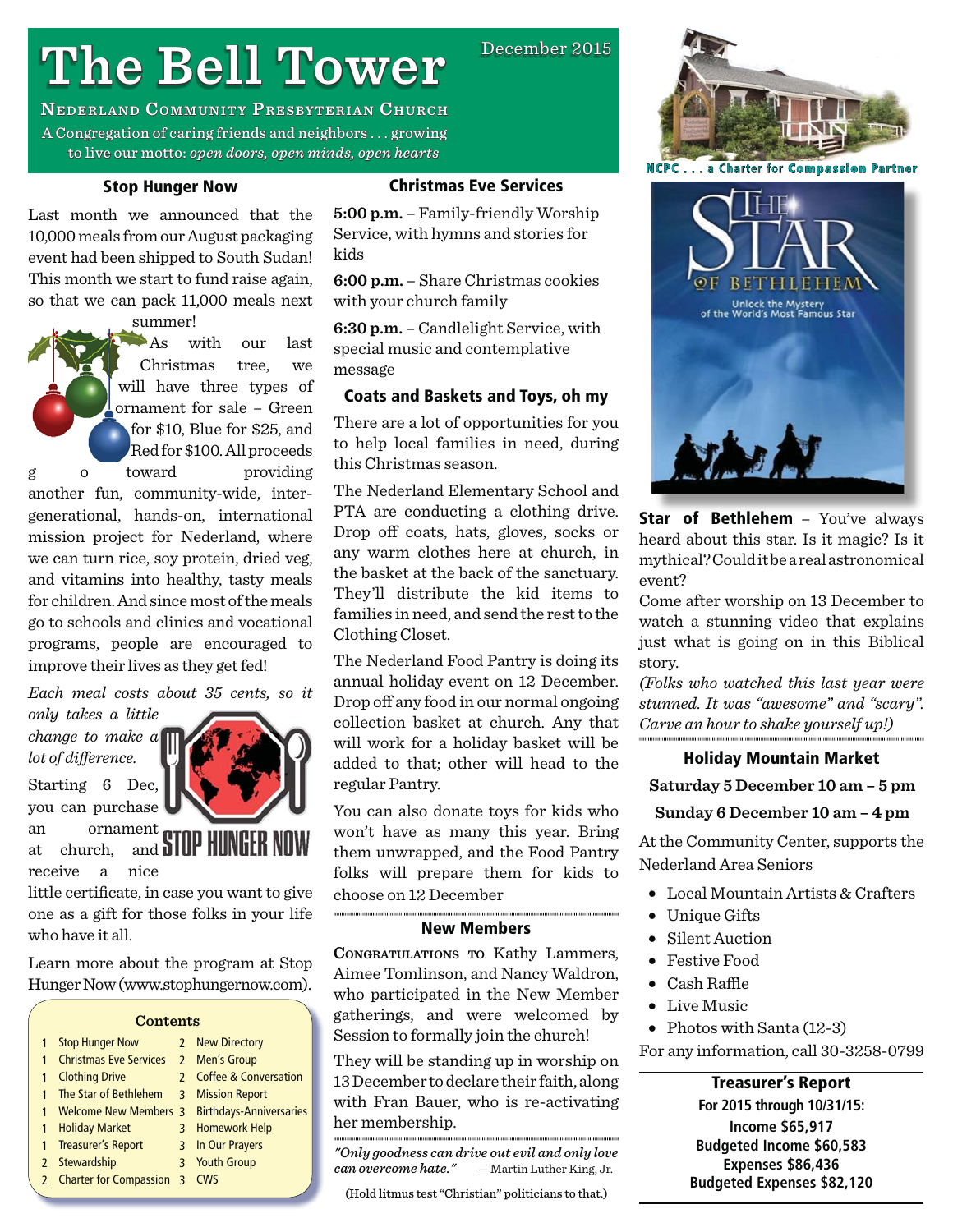# The Bell Tower

December 2015

**Nederland Community Presbyterian Church**

A Congregation of caring friends and neighbors . . . growing to live our motto: *open doors, open minds, open hearts*

NCPC . . . a Charter for Compassion Partner

## Stop Hunger Now

Last month we announced that the 10,000 meals from our August packaging event had been shipped to South Sudan! This month we start to fund raise again, so that we can pack 11,000 meals next summer!

As with our last Christmas tree, we will have three types of ornament for sale – Green for $10, Blue for $25, and Red for $100. All proceeds go toward providing another fun, community-wide, inter-generational, hands-on, international mission project for Nederland, where we can turn rice, soy protein, dried veg, and vitamins into healthy, tasty meals for children. And since most of the meals go to schools and clinics and vocational programs, people are encouraged to improve their lives as they get fed!

*Each meal costs about 35 cents, so it only takes a little change to make a lot of difference.*

STOP HUNGER NOW

Starting 6 Dec, you can purchase an ornament at church, and receive a nice little certificate, in case you want to give one as a gift for those folks in your life who have it all.

Learn more about the program at Stop Hunger Now (www.stophungernow.com).

### Contents

| | | | |
|---|---|---|---|
| 1 | Stop Hunger Now | 2 | New Directory |
| 1 | Christmas Eve Services | 2 | Men's Group |
| 1 | Clothing Drive | 2 | Coffee & Conversation |
| 1 | The Star of Bethlehem | 3 | Mission Report |
| 1 | Welcome New Members | 3 | Birthdays-Anniversaries |
| 1 | Holiday Market | 3 | Homework Help |
| 1 | Treasurer's Report | 3 | In Our Prayers |
| 2 | Stewardship | 3 | Youth Group |
| 2 | Charter for Compassion | 3 | CWS |

## Christmas Eve Services

**5:00 p.m.** – Family-friendly Worship Service, with hymns and stories for kids

**6:00 p.m.** – Share Christmas cookies with your church family

**6:30 p.m.** – Candlelight Service, with special music and contemplative message

## Coats and Baskets and Toys, oh my

There are a lot of opportunities for you to help local families in need, during this Christmas season.

The Nederland Elementary School and PTA are conducting a clothing drive. Drop off coats, hats, gloves, socks or any warm clothes here at church, in the basket at the back of the sanctuary. They'll distribute the kid items to families in need, and send the rest to the Clothing Closet.

The Nederland Food Pantry is doing its annual holiday event on 12 December. Drop off any food in our normal ongoing collection basket at church. Any that will work for a holiday basket will be added to that; other will head to the regular Pantry.

You can also donate toys for kids who won't have as many this year. Bring them unwrapped, and the Food Pantry folks will prepare them for kids to choose on 12 December

## New Members

Congratulations to Kathy Lammers, Aimee Tomlinson, and Nancy Waldron, who participated in the New Member gatherings, and were welcomed by Session to formally join the church!

They will be standing up in worship on 13 December to declare their faith, along with Fran Bauer, who is re-activating her membership.

*"Only goodness can drive out evil and only love can overcome hate."* — Martin Luther King, Jr.

(Hold litmus test "Christian" politicians to that.)

THE STAR OF BETHLEHEM — Unlock the Mystery of the World's Most Famous Star

**Star of Bethlehem** – You've always heard about this star. Is it magic? Is it mythical? Could it be a real astronomical event?

Come after worship on 13 December to watch a stunning video that explains just what is going on in this Biblical story.

*(Folks who watched this last year were stunned. It was "awesome" and "scary". Carve an hour to shake yourself up!)*

## Holiday Mountain Market

**Saturday 5 December 10 am – 5 pm**

**Sunday 6 December 10 am – 4 pm**

At the Community Center, supports the Nederland Area Seniors

- Local Mountain Artists & Crafters
- Unique Gifts
- Silent Auction
- Festive Food
- Cash Raffle
- Live Music
- Photos with Santa (12-3)

For any information, call 30-3258-0799

## Treasurer's Report

**For 2015 through 10/31/15:**

**Income $65,917**

**Budgeted Income $60,583**

**Expenses $86,436**

**Budgeted Expenses $82,120**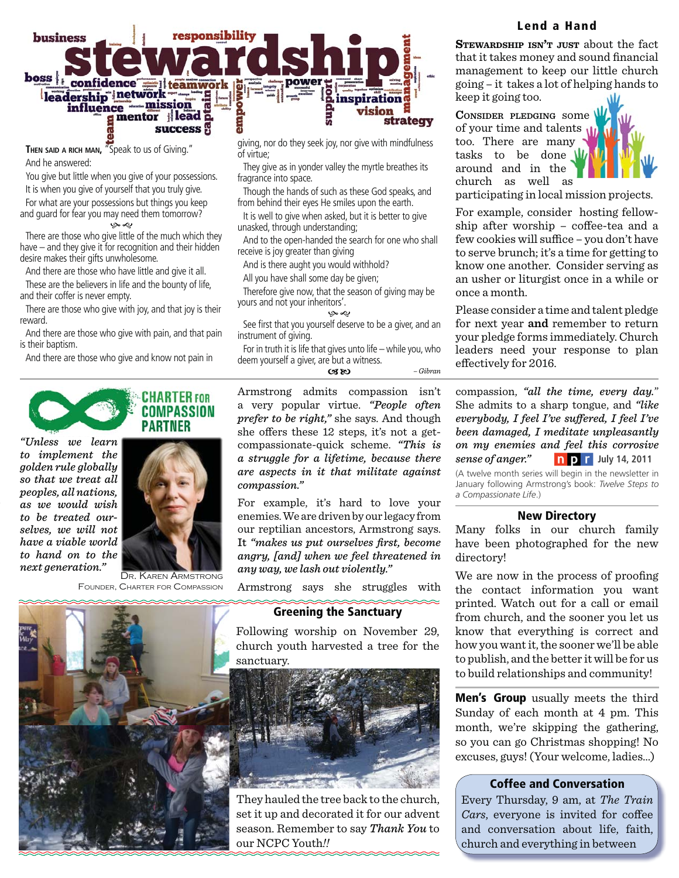**Then said a rich man,** "Speak to us of Giving."

And he answered:

You give but little when you give of your possessions.

It is when you give of yourself that you truly give.

For what are your possessions but things you keep and guard for fear you may need them tomorrow?

There are those who give little of the much which they have – and they give it for recognition and their hidden desire makes their gifts unwholesome.

And there are those who have little and give it all.

These are the believers in life and the bounty of life, and their coffer is never empty.

There are those who give with joy, and that joy is their reward.

And there are those who give with pain, and that pain is their baptism.

And there are those who give and know not pain in giving, nor do they seek joy, nor give with mindfulness of virtue;

They give as in yonder valley the myrtle breathes its fragrance into space.

Though the hands of such as these God speaks, and from behind their eyes He smiles upon the earth.

It is well to give when asked, but it is better to give unasked, through understanding;

And to the open-handed the search for one who shall receive is joy greater than giving

And is there aught you would withhold?

All you have shall some day be given;

Therefore give now, that the season of giving may be yours and not your inheritors'.

See first that you yourself deserve to be a giver, and an instrument of giving.

For in truth it is life that gives unto life – while you, who deem yourself a giver, are but a witness.

*– Gibran*

## Lend a Hand

**Stewardship isn't just** about the fact that it takes money and sound financial management to keep our little church going – it takes a lot of helping hands to keep it going too.

**Consider pledging** some of your time and talents too. There are many tasks to be done around and in the church as well as participating in local mission projects.

For example, consider hosting fellowship after worship – coffee-tea and a few cookies will suffice – you don't have to serve brunch; it's a time for getting to know one another. Consider serving as an usher or liturgist once in a while or once a month.

Please consider a time and talent pledge for next year **and** remember to return your pledge forms immediately. Church leaders need your response to plan effectively for 2016.

## Charter for Compassion Partner

*"Unless we learn to implement the golden rule globally so that we treat all peoples, all nations, as we would wish to be treated ourselves, we will not have a viable world to hand on to the next generation."*

Dr. Karen Armstrong
Founder, Charter for Compassion

Armstrong admits compassion isn't a very popular virtue. *"People often prefer to be right,"* she says. And though she offers these 12 steps, it's not a get-compassionate-quick scheme. *"This is a struggle for a lifetime, because there are aspects in it that militate against compassion."*

For example, it's hard to love your enemies. We are driven by our legacy from our reptilian ancestors, Armstrong says. It *"makes us put ourselves first, become angry, [and] when we feel threatened in any way, we lash out violently."*

Armstrong says she struggles with compassion, *"all the time, every day."* She admits to a sharp tongue, and *"like everybody, I feel I've suffered, I feel I've been damaged, I meditate unpleasantly on my enemies and feel this corrosive sense of anger."* npr July 14, 2011

(A twelve month series will begin in the newsletter in January following Armstrong's book: *Twelve Steps to a Compassionate Life*.)

## New Directory

Many folks in our church family have been photographed for the new directory!

We are now in the process of proofing the contact information you want printed. Watch out for a call or email from church, and the sooner you let us know that everything is correct and how you want it, the sooner we'll be able to publish, and the better it will be for us to build relationships and community!

## Greening the Sanctuary

Following worship on November 29, church youth harvested a tree for the sanctuary.

They hauled the tree back to the church, set it up and decorated it for our advent season. Remember to say *Thank You* to our NCPC Youth*!!*

**Men's Group** usually meets the third Sunday of each month at 4 pm. This month, we're skipping the gathering, so you can go Christmas shopping! No excuses, guys! (Your welcome, ladies...)

## Coffee and Conversation

Every Thursday, 9 am, at *The Train Cars*, everyone is invited for coffee and conversation about life, faith, church and everything in between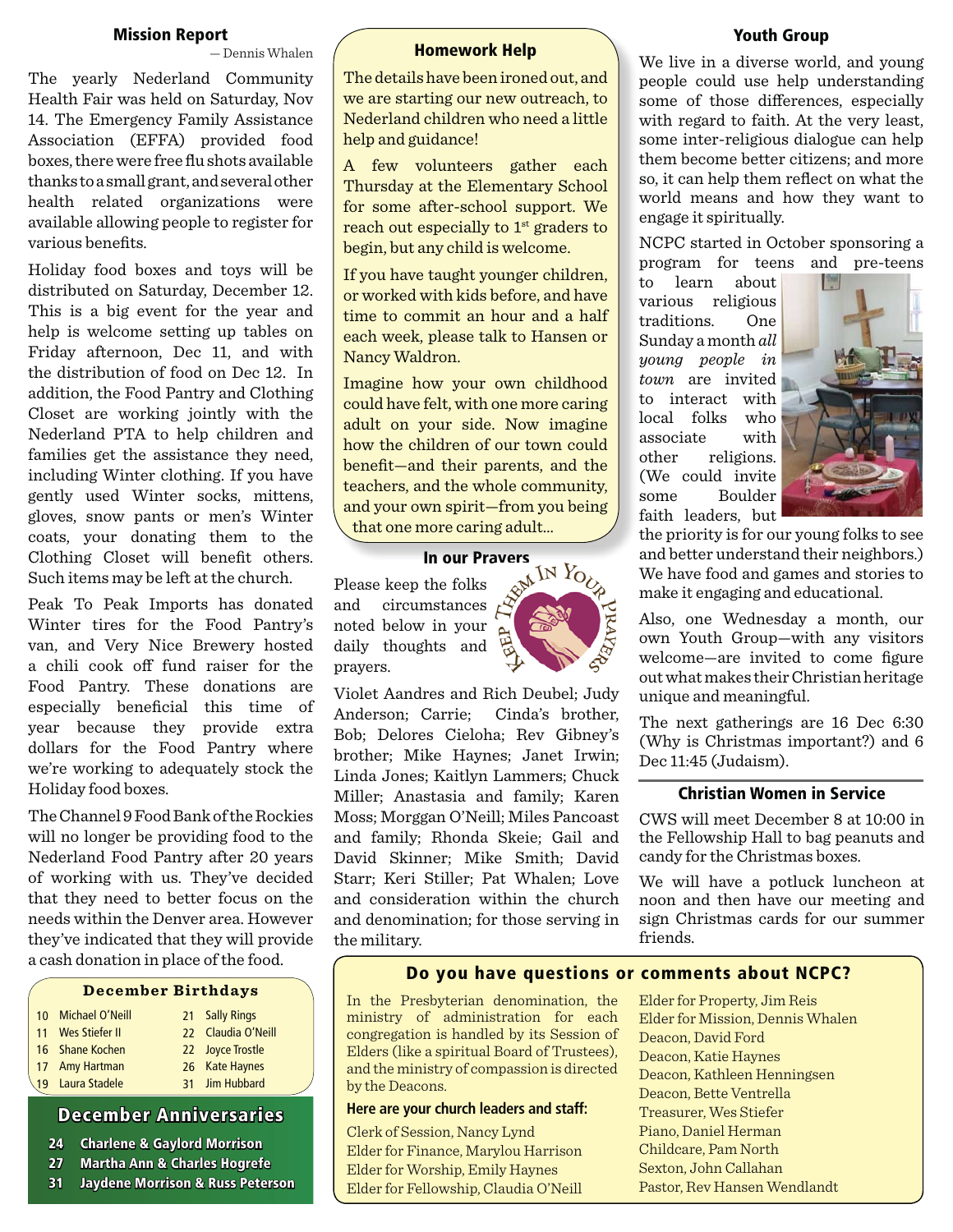## Mission Report

— Dennis Whalen

The yearly Nederland Community Health Fair was held on Saturday, Nov 14. The Emergency Family Assistance Association (EFFA) provided food boxes, there were free flu shots available thanks to a small grant, and several other health related organizations were available allowing people to register for various benefits.

Holiday food boxes and toys will be distributed on Saturday, December 12. This is a big event for the year and help is welcome setting up tables on Friday afternoon, Dec 11, and with the distribution of food on Dec 12. In addition, the Food Pantry and Clothing Closet are working jointly with the Nederland PTA to help children and families get the assistance they need, including Winter clothing. If you have gently used Winter socks, mittens, gloves, snow pants or men's Winter coats, your donating them to the Clothing Closet will benefit others. Such items may be left at the church.

Peak To Peak Imports has donated Winter tires for the Food Pantry's van, and Very Nice Brewery hosted a chili cook off fund raiser for the Food Pantry. These donations are especially beneficial this time of year because they provide extra dollars for the Food Pantry where we're working to adequately stock the Holiday food boxes.

The Channel 9 Food Bank of the Rockies will no longer be providing food to the Nederland Food Pantry after 20 years of working with us. They've decided that they need to better focus on the needs within the Denver area. However they've indicated that they will provide a cash donation in place of the food.

### December Birthdays

| | | | |
|---|---|---|---|
| 10 | Michael O'Neill | 21 | Sally Rings |
| 11 | Wes Stiefer II | 22 | Claudia O'Neill |
| 16 | Shane Kochen | 22 | Joyce Trostle |
| 17 | Amy Hartman | 26 | Kate Haynes |
| 19 | Laura Stadele | 31 | Jim Hubbard |

### December Anniversaries

**24** Charlene & Gaylord Morrison
**27** Martha Ann & Charles Hogrefe
**31** Jaydene Morrison & Russ Peterson

## Homework Help

The details have been ironed out, and we are starting our new outreach, to Nederland children who need a little help and guidance!

A few volunteers gather each Thursday at the Elementary School for some after-school support. We reach out especially to 1st graders to begin, but any child is welcome.

If you have taught younger children, or worked with kids before, and have time to commit an hour and a half each week, please talk to Hansen or Nancy Waldron.

Imagine how your own childhood could have felt, with one more caring adult on your side. Now imagine how the children of our town could benefit—and their parents, and the teachers, and the whole community, and your own spirit—from you being that one more caring adult...

## In our Prayers

Please keep the folks and circumstances noted below in your daily thoughts and prayers.

Violet Aandres and Rich Deubel; Judy Anderson; Carrie; Cinda's brother, Bob; Delores Cieloha; Rev Gibney's brother; Mike Haynes; Janet Irwin; Linda Jones; Kaitlyn Lammers; Chuck Miller; Anastasia and family; Karen Moss; Morggan O'Neill; Miles Pancoast and family; Rhonda Skeie; Gail and David Skinner; Mike Smith; David Starr; Keri Stiller; Pat Whalen; Love and consideration within the church and denomination; for those serving in the military.

## Youth Group

We live in a diverse world, and young people could use help understanding some of those differences, especially with regard to faith. At the very least, some inter-religious dialogue can help them become better citizens; and more so, it can help them reflect on what the world means and how they want to engage it spiritually.

NCPC started in October sponsoring a program for teens and pre-teens to learn about various religious traditions. One Sunday a month *all young people in town* are invited to interact with local folks who associate with other religions. (We could invite some Boulder faith leaders, but the priority is for our young folks to see and better understand their neighbors.) We have food and games and stories to make it engaging and educational.

Also, one Wednesday a month, our own Youth Group—with any visitors welcome—are invited to come figure out what makes their Christian heritage unique and meaningful.

The next gatherings are 16 Dec 6:30 (Why is Christmas important?) and 6 Dec 11:45 (Judaism).

## Christian Women in Service

CWS will meet December 8 at 10:00 in the Fellowship Hall to bag peanuts and candy for the Christmas boxes.

We will have a potluck luncheon at noon and then have our meeting and sign Christmas cards for our summer friends.

## Do you have questions or comments about NCPC?

In the Presbyterian denomination, the ministry of administration for each congregation is handled by its Session of Elders (like a spiritual Board of Trustees), and the ministry of compassion is directed by the Deacons.

**Here are your church leaders and staff:**

Clerk of Session, Nancy Lynd
Elder for Finance, Marylou Harrison
Elder for Worship, Emily Haynes
Elder for Fellowship, Claudia O'Neill
Elder for Property, Jim Reis
Elder for Mission, Dennis Whalen
Deacon, David Ford
Deacon, Katie Haynes
Deacon, Kathleen Henningsen
Deacon, Bette Ventrella
Treasurer, Wes Stiefer
Piano, Daniel Herman
Childcare, Pam North
Sexton, John Callahan
Pastor, Rev Hansen Wendlandt